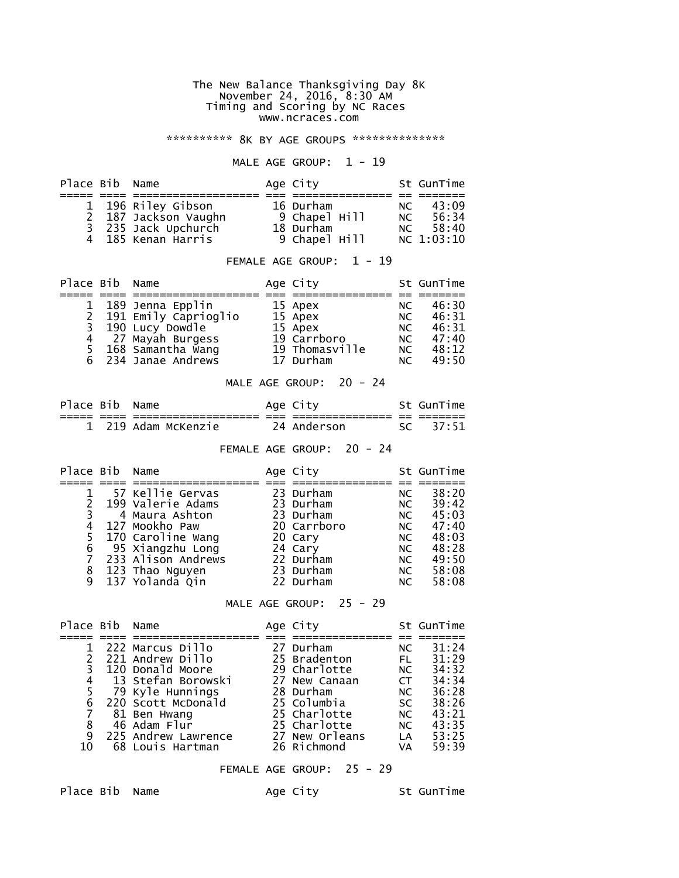The New Balance Thanksgiving Day 8K
November 24, 2016, 8:30 AM
Timing and Scoring by NC Races
www.ncraces.com

********** 8K BY AGE GROUPS **************

## MALE AGE GROUP: 1 - 19

| Place | Bib | Name | Age | City | St | GunTime |
|---|---|---|---|---|---|---|
| 1 | 196 | Riley Gibson | 16 | Durham | NC | 43:09 |
| 2 | 187 | Jackson Vaughn | 9 | Chapel Hill | NC | 56:34 |
| 3 | 235 | Jack Upchurch | 18 | Durham | NC | 58:40 |
| 4 | 185 | Kenan Harris | 9 | Chapel Hill | NC | 1:03:10 |

## FEMALE AGE GROUP: 1 - 19

| Place | Bib | Name | Age | City | St | GunTime |
|---|---|---|---|---|---|---|
| 1 | 189 | Jenna Epplin | 15 | Apex | NC | 46:30 |
| 2 | 191 | Emily Caprioglio | 15 | Apex | NC | 46:31 |
| 3 | 190 | Lucy Dowdle | 15 | Apex | NC | 46:31 |
| 4 | 27 | Mayah Burgess | 19 | Carrboro | NC | 47:40 |
| 5 | 168 | Samantha Wang | 19 | Thomasville | NC | 48:12 |
| 6 | 234 | Janae Andrews | 17 | Durham | NC | 49:50 |

## MALE AGE GROUP: 20 - 24

| Place | Bib | Name | Age | City | St | GunTime |
|---|---|---|---|---|---|---|
| 1 | 219 | Adam McKenzie | 24 | Anderson | SC | 37:51 |

## FEMALE AGE GROUP: 20 - 24

| Place | Bib | Name | Age | City | St | GunTime |
|---|---|---|---|---|---|---|
| 1 | 57 | Kellie Gervas | 23 | Durham | NC | 38:20 |
| 2 | 199 | Valerie Adams | 23 | Durham | NC | 39:42 |
| 3 | 4 | Maura Ashton | 23 | Durham | NC | 45:03 |
| 4 | 127 | Mookho Paw | 20 | Carrboro | NC | 47:40 |
| 5 | 170 | Caroline Wang | 20 | Cary | NC | 48:03 |
| 6 | 95 | Xiangzhu Long | 24 | Cary | NC | 48:28 |
| 7 | 233 | Alison Andrews | 22 | Durham | NC | 49:50 |
| 8 | 123 | Thao Nguyen | 23 | Durham | NC | 58:08 |
| 9 | 137 | Yolanda Qin | 22 | Durham | NC | 58:08 |

## MALE AGE GROUP: 25 - 29

| Place | Bib | Name | Age | City | St | GunTime |
|---|---|---|---|---|---|---|
| 1 | 222 | Marcus Dillo | 27 | Durham | NC | 31:24 |
| 2 | 221 | Andrew Dillo | 25 | Bradenton | FL | 31:29 |
| 3 | 120 | Donald Moore | 29 | Charlotte | NC | 34:32 |
| 4 | 13 | Stefan Borowski | 27 | New Canaan | CT | 34:34 |
| 5 | 79 | Kyle Hunnings | 28 | Durham | NC | 36:28 |
| 6 | 220 | Scott McDonald | 25 | Columbia | SC | 38:26 |
| 7 | 81 | Ben Hwang | 25 | Charlotte | NC | 43:21 |
| 8 | 46 | Adam Flur | 25 | Charlotte | NC | 43:35 |
| 9 | 225 | Andrew Lawrence | 27 | New Orleans | LA | 53:25 |
| 10 | 68 | Louis Hartman | 26 | Richmond | VA | 59:39 |

## FEMALE AGE GROUP: 25 - 29

| Place | Bib | Name | Age | City | St | GunTime |
|---|---|---|---|---|---|---|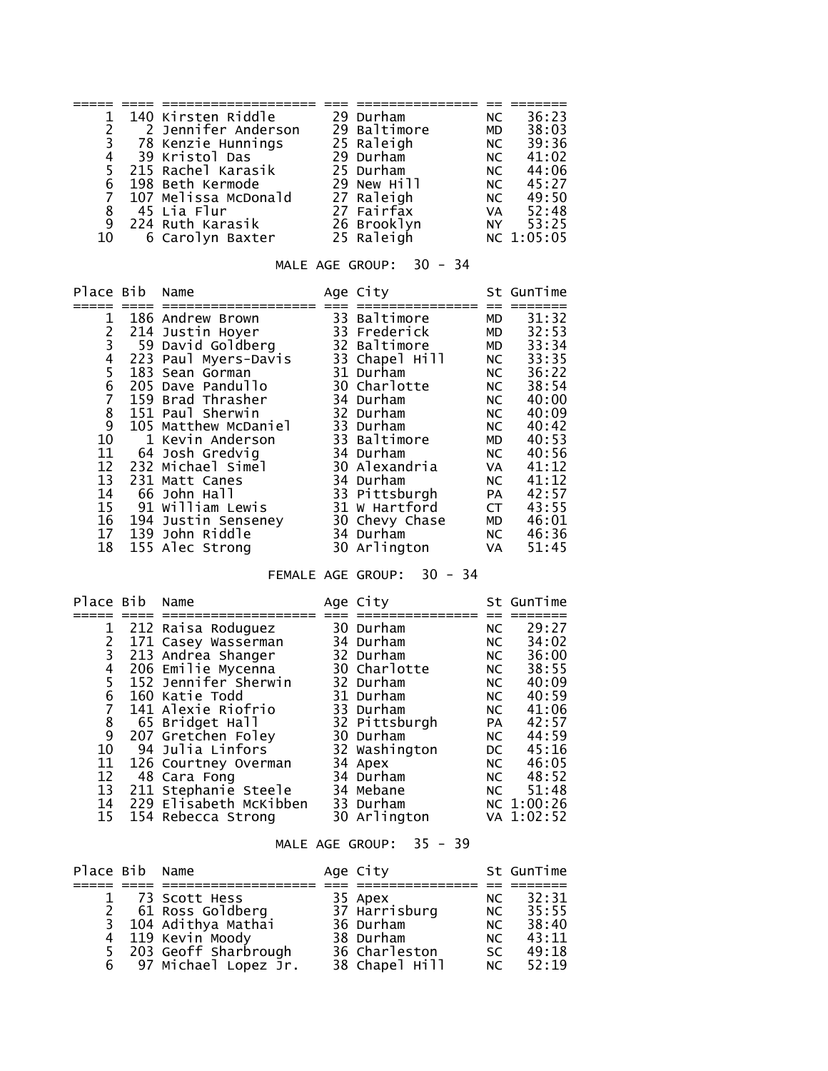| Place | Bib | Name | Age | City | St | GunTime |
|---|---|---|---|---|---|---|
| 1 | 140 | Kirsten Riddle | 29 | Durham | NC | 36:23 |
| 2 | 2 | Jennifer Anderson | 29 | Baltimore | MD | 38:03 |
| 3 | 78 | Kenzie Hunnings | 25 | Raleigh | NC | 39:36 |
| 4 | 39 | Kristol Das | 29 | Durham | NC | 41:02 |
| 5 | 215 | Rachel Karasik | 25 | Durham | NC | 44:06 |
| 6 | 198 | Beth Kermode | 29 | New Hill | NC | 45:27 |
| 7 | 107 | Melissa McDonald | 27 | Raleigh | NC | 49:50 |
| 8 | 45 | Lia Flur | 27 | Fairfax | VA | 52:48 |
| 9 | 224 | Ruth Karasik | 26 | Brooklyn | NY | 53:25 |
| 10 | 6 | Carolyn Baxter | 25 | Raleigh | NC | 1:05:05 |

MALE AGE GROUP: 30 - 34

| Place | Bib | Name | Age | City | St | GunTime |
|---|---|---|---|---|---|---|
| 1 | 186 | Andrew Brown | 33 | Baltimore | MD | 31:32 |
| 2 | 214 | Justin Hoyer | 33 | Frederick | MD | 32:53 |
| 3 | 59 | David Goldberg | 32 | Baltimore | MD | 33:34 |
| 4 | 223 | Paul Myers-Davis | 33 | Chapel Hill | NC | 33:35 |
| 5 | 183 | Sean Gorman | 31 | Durham | NC | 36:22 |
| 6 | 205 | Dave Pandullo | 30 | Charlotte | NC | 38:54 |
| 7 | 159 | Brad Thrasher | 34 | Durham | NC | 40:00 |
| 8 | 151 | Paul Sherwin | 32 | Durham | NC | 40:09 |
| 9 | 105 | Matthew McDaniel | 33 | Durham | NC | 40:42 |
| 10 | 1 | Kevin Anderson | 33 | Baltimore | MD | 40:53 |
| 11 | 64 | Josh Gredvig | 34 | Durham | NC | 40:56 |
| 12 | 232 | Michael Simel | 30 | Alexandria | VA | 41:12 |
| 13 | 231 | Matt Canes | 34 | Durham | NC | 41:12 |
| 14 | 66 | John Hall | 33 | Pittsburgh | PA | 42:57 |
| 15 | 91 | William Lewis | 31 | W Hartford | CT | 43:55 |
| 16 | 194 | Justin Senseney | 30 | Chevy Chase | MD | 46:01 |
| 17 | 139 | John Riddle | 34 | Durham | NC | 46:36 |
| 18 | 155 | Alec Strong | 30 | Arlington | VA | 51:45 |

FEMALE AGE GROUP: 30 - 34

| Place | Bib | Name | Age | City | St | GunTime |
|---|---|---|---|---|---|---|
| 1 | 212 | Raisa Roduguez | 30 | Durham | NC | 29:27 |
| 2 | 171 | Casey Wasserman | 34 | Durham | NC | 34:02 |
| 3 | 213 | Andrea Shanger | 32 | Durham | NC | 36:00 |
| 4 | 206 | Emilie Mycenna | 30 | Charlotte | NC | 38:55 |
| 5 | 152 | Jennifer Sherwin | 32 | Durham | NC | 40:09 |
| 6 | 160 | Katie Todd | 31 | Durham | NC | 40:59 |
| 7 | 141 | Alexie Riofrio | 33 | Durham | NC | 41:06 |
| 8 | 65 | Bridget Hall | 32 | Pittsburgh | PA | 42:57 |
| 9 | 207 | Gretchen Foley | 30 | Durham | NC | 44:59 |
| 10 | 94 | Julia Linfors | 32 | Washington | DC | 45:16 |
| 11 | 126 | Courtney Overman | 34 | Apex | NC | 46:05 |
| 12 | 48 | Cara Fong | 34 | Durham | NC | 48:52 |
| 13 | 211 | Stephanie Steele | 34 | Mebane | NC | 51:48 |
| 14 | 229 | Elisabeth McKibben | 33 | Durham | NC | 1:00:26 |
| 15 | 154 | Rebecca Strong | 30 | Arlington | VA | 1:02:52 |

MALE AGE GROUP: 35 - 39

| Place | Bib | Name | Age | City | St | GunTime |
|---|---|---|---|---|---|---|
| 1 | 73 | Scott Hess | 35 | Apex | NC | 32:31 |
| 2 | 61 | Ross Goldberg | 37 | Harrisburg | NC | 35:55 |
| 3 | 104 | Adithya Mathai | 36 | Durham | NC | 38:40 |
| 4 | 119 | Kevin Moody | 38 | Durham | NC | 43:11 |
| 5 | 203 | Geoff Sharbrough | 36 | Charleston | SC | 49:18 |
| 6 | 97 | Michael Lopez Jr. | 38 | Chapel Hill | NC | 52:19 |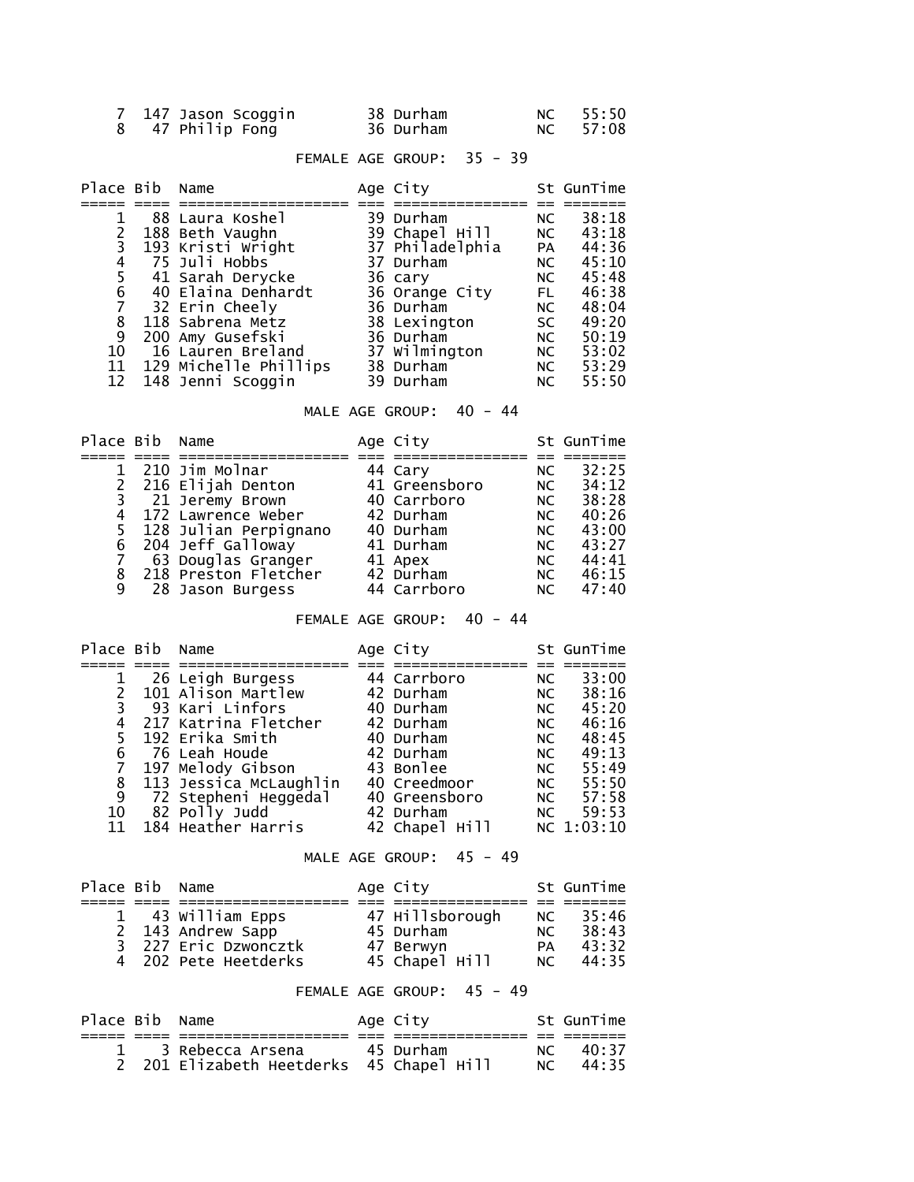| Place | Bib | Name | Age | City | St | GunTime |
|---|---|---|---|---|---|---|
| 7 | 147 | Jason Scoggin | 38 | Durham | NC | 55:50 |
| 8 | 47 | Philip Fong | 36 | Durham | NC | 57:08 |

### FEMALE AGE GROUP: 35 - 39

| Place | Bib | Name | Age | City | St | GunTime |
|---|---|---|---|---|---|---|
| 1 | 88 | Laura Koshel | 39 | Durham | NC | 38:18 |
| 2 | 188 | Beth Vaughn | 39 | Chapel Hill | NC | 43:18 |
| 3 | 193 | Kristi Wright | 37 | Philadelphia | PA | 44:36 |
| 4 | 75 | Juli Hobbs | 37 | Durham | NC | 45:10 |
| 5 | 41 | Sarah Derycke | 36 | cary | NC | 45:48 |
| 6 | 40 | Elaina Denhardt | 36 | Orange City | FL | 46:38 |
| 7 | 32 | Erin Cheely | 36 | Durham | NC | 48:04 |
| 8 | 118 | Sabrena Metz | 38 | Lexington | SC | 49:20 |
| 9 | 200 | Amy Gusefski | 36 | Durham | NC | 50:19 |
| 10 | 16 | Lauren Breland | 37 | Wilmington | NC | 53:02 |
| 11 | 129 | Michelle Phillips | 38 | Durham | NC | 53:29 |
| 12 | 148 | Jenni Scoggin | 39 | Durham | NC | 55:50 |

### MALE AGE GROUP: 40 - 44

| Place | Bib | Name | Age | City | St | GunTime |
|---|---|---|---|---|---|---|
| 1 | 210 | Jim Molnar | 44 | Cary | NC | 32:25 |
| 2 | 216 | Elijah Denton | 41 | Greensboro | NC | 34:12 |
| 3 | 21 | Jeremy Brown | 40 | Carrboro | NC | 38:28 |
| 4 | 172 | Lawrence Weber | 42 | Durham | NC | 40:26 |
| 5 | 128 | Julian Perpignano | 40 | Durham | NC | 43:00 |
| 6 | 204 | Jeff Galloway | 41 | Durham | NC | 43:27 |
| 7 | 63 | Douglas Granger | 41 | Apex | NC | 44:41 |
| 8 | 218 | Preston Fletcher | 42 | Durham | NC | 46:15 |
| 9 | 28 | Jason Burgess | 44 | Carrboro | NC | 47:40 |

### FEMALE AGE GROUP: 40 - 44

| Place | Bib | Name | Age | City | St | GunTime |
|---|---|---|---|---|---|---|
| 1 | 26 | Leigh Burgess | 44 | Carrboro | NC | 33:00 |
| 2 | 101 | Alison Martlew | 42 | Durham | NC | 38:16 |
| 3 | 93 | Kari Linfors | 40 | Durham | NC | 45:20 |
| 4 | 217 | Katrina Fletcher | 42 | Durham | NC | 46:16 |
| 5 | 192 | Erika Smith | 40 | Durham | NC | 48:45 |
| 6 | 76 | Leah Houde | 42 | Durham | NC | 49:13 |
| 7 | 197 | Melody Gibson | 43 | Bonlee | NC | 55:49 |
| 8 | 113 | Jessica McLaughlin | 40 | Creedmoor | NC | 55:50 |
| 9 | 72 | Stepheni Heggedal | 40 | Greensboro | NC | 57:58 |
| 10 | 82 | Polly Judd | 42 | Durham | NC | 59:53 |
| 11 | 184 | Heather Harris | 42 | Chapel Hill | NC | 1:03:10 |

### MALE AGE GROUP: 45 - 49

| Place | Bib | Name | Age | City | St | GunTime |
|---|---|---|---|---|---|---|
| 1 | 43 | William Epps | 47 | Hillsborough | NC | 35:46 |
| 2 | 143 | Andrew Sapp | 45 | Durham | NC | 38:43 |
| 3 | 227 | Eric Dzwoncztk | 47 | Berwyn | PA | 43:32 |
| 4 | 202 | Pete Heetderks | 45 | Chapel Hill | NC | 44:35 |

### FEMALE AGE GROUP: 45 - 49

| Place | Bib | Name | Age | City | St | GunTime |
|---|---|---|---|---|---|---|
| 1 | 3 | Rebecca Arsena | 45 | Durham | NC | 40:37 |
| 2 | 201 | Elizabeth Heetderks | 45 | Chapel Hill | NC | 44:35 |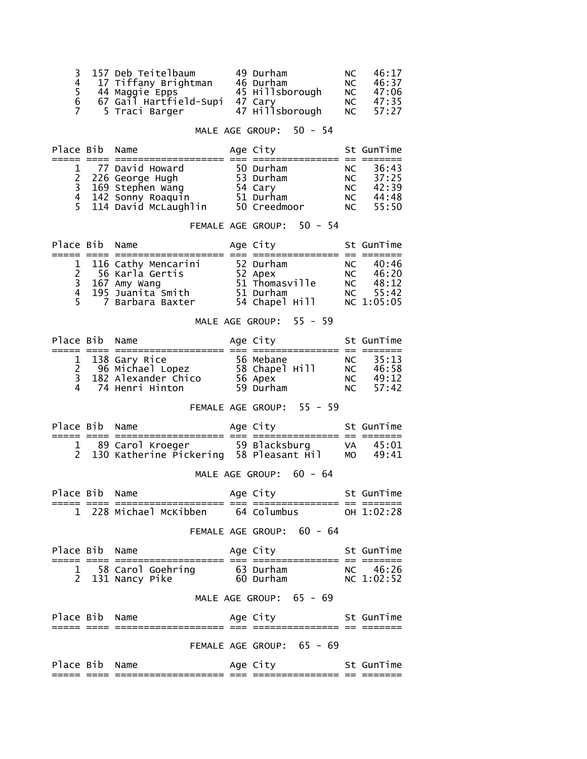| Place | Bib | Name | Age | City | St | GunTime |
|---|---|---|---|---|---|---|
| 3 | 157 | Deb Teitelbaum | 49 | Durham | NC | 46:17 |
| 4 | 17 | Tiffany Brightman | 46 | Durham | NC | 46:37 |
| 5 | 44 | Maggie Epps | 45 | Hillsborough | NC | 47:06 |
| 6 | 67 | Gail Hartfield-Supi | 47 | Cary | NC | 47:35 |
| 7 | 5 | Traci Barger | 47 | Hillsborough | NC | 57:27 |

MALE AGE GROUP: 50 - 54

| Place | Bib | Name | Age | City | St | GunTime |
|---|---|---|---|---|---|---|
| 1 | 77 | David Howard | 50 | Durham | NC | 36:43 |
| 2 | 226 | George Hugh | 53 | Durham | NC | 37:25 |
| 3 | 169 | Stephen Wang | 54 | Cary | NC | 42:39 |
| 4 | 142 | Sonny Roaquin | 51 | Durham | NC | 44:48 |
| 5 | 114 | David McLaughlin | 50 | Creedmoor | NC | 55:50 |

FEMALE AGE GROUP: 50 - 54

| Place | Bib | Name | Age | City | St | GunTime |
|---|---|---|---|---|---|---|
| 1 | 116 | Cathy Mencarini | 52 | Durham | NC | 40:46 |
| 2 | 56 | Karla Gertis | 52 | Apex | NC | 46:20 |
| 3 | 167 | Amy Wang | 51 | Thomasville | NC | 48:12 |
| 4 | 195 | Juanita Smith | 51 | Durham | NC | 55:42 |
| 5 | 7 | Barbara Baxter | 54 | Chapel Hill | NC | 1:05:05 |

MALE AGE GROUP: 55 - 59

| Place | Bib | Name | Age | City | St | GunTime |
|---|---|---|---|---|---|---|
| 1 | 138 | Gary Rice | 56 | Mebane | NC | 35:13 |
| 2 | 96 | Michael Lopez | 58 | Chapel Hill | NC | 46:58 |
| 3 | 182 | Alexander Chico | 56 | Apex | NC | 49:12 |
| 4 | 74 | Henri Hinton | 59 | Durham | NC | 57:42 |

FEMALE AGE GROUP: 55 - 59

| Place | Bib | Name | Age | City | St | GunTime |
|---|---|---|---|---|---|---|
| 1 | 89 | Carol Kroeger | 59 | Blacksburg | VA | 45:01 |
| 2 | 130 | Katherine Pickering | 58 | Pleasant Hil | MO | 49:41 |

MALE AGE GROUP: 60 - 64

| Place | Bib | Name | Age | City | St | GunTime |
|---|---|---|---|---|---|---|
| 1 | 228 | Michael McKibben | 64 | Columbus | OH | 1:02:28 |

FEMALE AGE GROUP: 60 - 64

| Place | Bib | Name | Age | City | St | GunTime |
|---|---|---|---|---|---|---|
| 1 | 58 | Carol Goehring | 63 | Durham | NC | 46:26 |
| 2 | 131 | Nancy Pike | 60 | Durham | NC | 1:02:52 |

MALE AGE GROUP: 65 - 69

| Place | Bib | Name | Age | City | St | GunTime |
|---|---|---|---|---|---|---|

FEMALE AGE GROUP: 65 - 69

| Place | Bib | Name | Age | City | St | GunTime |
|---|---|---|---|---|---|---|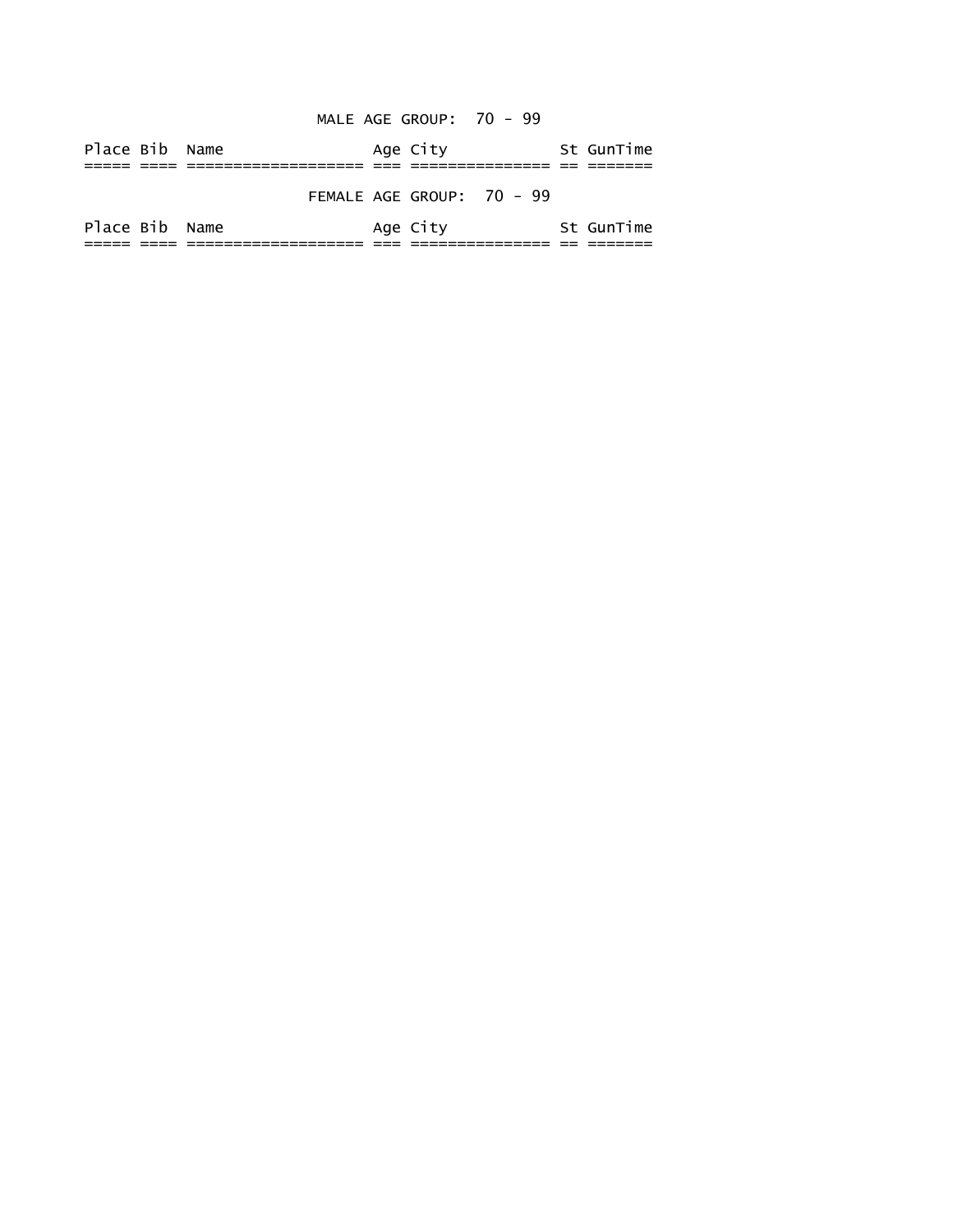MALE AGE GROUP:  70 - 99

| Place | Bib | Name | Age | City | St | GunTime |
|---|---|---|---|---|---|---|

FEMALE AGE GROUP:  70 - 99

| Place | Bib | Name | Age | City | St | GunTime |
|---|---|---|---|---|---|---|